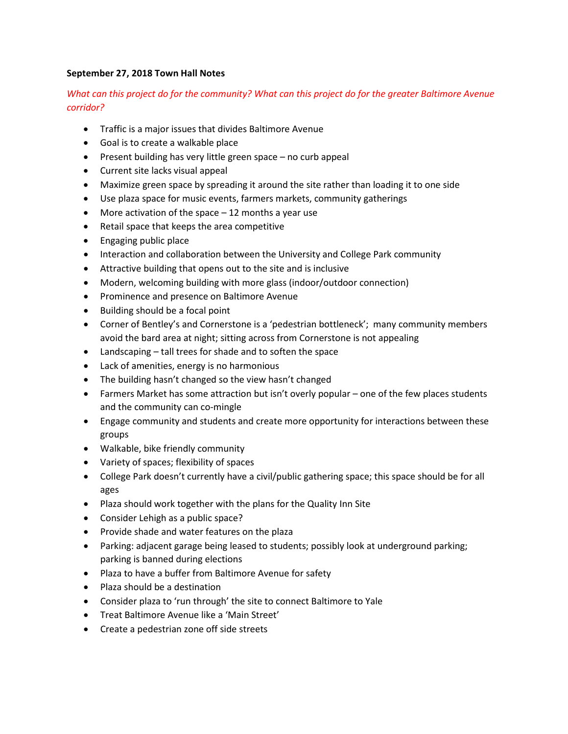**September 27, 2018 Town Hall Notes**

*What can this project do for the community? What can this project do for the greater Baltimore Avenue corridor?*

- Traffic is a major issues that divides Baltimore Avenue
- Goal is to create a walkable place
- Present building has very little green space – no curb appeal
- Current site lacks visual appeal
- Maximize green space by spreading it around the site rather than loading it to one side
- Use plaza space for music events, farmers markets, community gatherings
- More activation of the space – 12 months a year use
- Retail space that keeps the area competitive
- Engaging public place
- Interaction and collaboration between the University and College Park community
- Attractive building that opens out to the site and is inclusive
- Modern, welcoming building with more glass (indoor/outdoor connection)
- Prominence and presence on Baltimore Avenue
- Building should be a focal point
- Corner of Bentley's and Cornerstone is a 'pedestrian bottleneck'; many community members avoid the bard area at night; sitting across from Cornerstone is not appealing
- Landscaping – tall trees for shade and to soften the space
- Lack of amenities, energy is no harmonious
- The building hasn't changed so the view hasn't changed
- Farmers Market has some attraction but isn't overly popular – one of the few places students and the community can co-mingle
- Engage community and students and create more opportunity for interactions between these groups
- Walkable, bike friendly community
- Variety of spaces; flexibility of spaces
- College Park doesn't currently have a civil/public gathering space; this space should be for all ages
- Plaza should work together with the plans for the Quality Inn Site
- Consider Lehigh as a public space?
- Provide shade and water features on the plaza
- Parking: adjacent garage being leased to students; possibly look at underground parking; parking is banned during elections
- Plaza to have a buffer from Baltimore Avenue for safety
- Plaza should be a destination
- Consider plaza to 'run through' the site to connect Baltimore to Yale
- Treat Baltimore Avenue like a 'Main Street'
- Create a pedestrian zone off side streets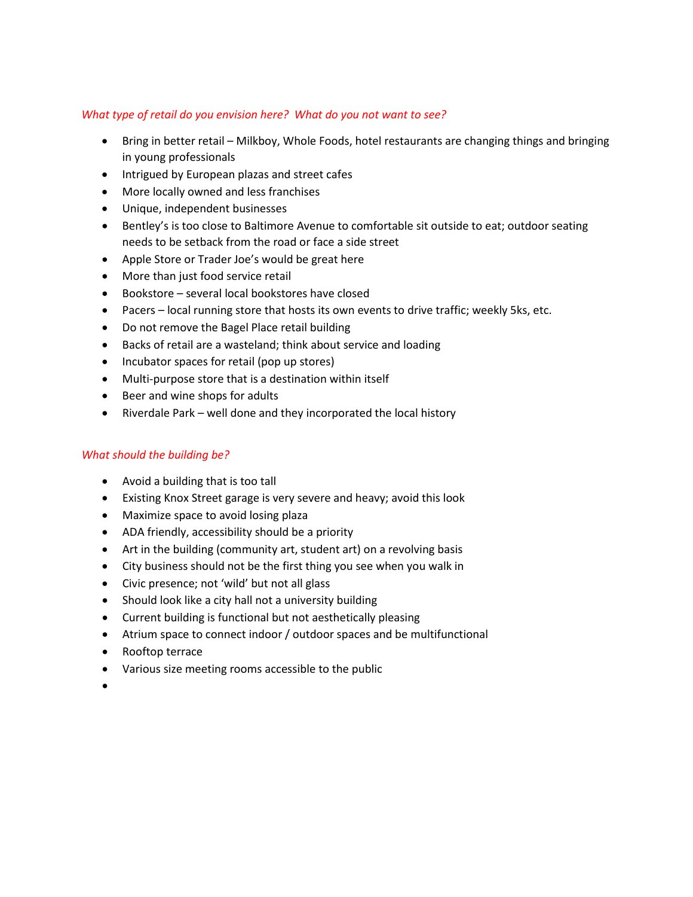*What type of retail do you envision here? What do you not want to see?*

- Bring in better retail – Milkboy, Whole Foods, hotel restaurants are changing things and bringing in young professionals
- Intrigued by European plazas and street cafes
- More locally owned and less franchises
- Unique, independent businesses
- Bentley's is too close to Baltimore Avenue to comfortable sit outside to eat; outdoor seating needs to be setback from the road or face a side street
- Apple Store or Trader Joe's would be great here
- More than just food service retail
- Bookstore – several local bookstores have closed
- Pacers – local running store that hosts its own events to drive traffic; weekly 5ks, etc.
- Do not remove the Bagel Place retail building
- Backs of retail are a wasteland; think about service and loading
- Incubator spaces for retail (pop up stores)
- Multi-purpose store that is a destination within itself
- Beer and wine shops for adults
- Riverdale Park – well done and they incorporated the local history

*What should the building be?*

- Avoid a building that is too tall
- Existing Knox Street garage is very severe and heavy; avoid this look
- Maximize space to avoid losing plaza
- ADA friendly, accessibility should be a priority
- Art in the building (community art, student art) on a revolving basis
- City business should not be the first thing you see when you walk in
- Civic presence; not 'wild' but not all glass
- Should look like a city hall not a university building
- Current building is functional but not aesthetically pleasing
- Atrium space to connect indoor / outdoor spaces and be multifunctional
- Rooftop terrace
- Various size meeting rooms accessible to the public